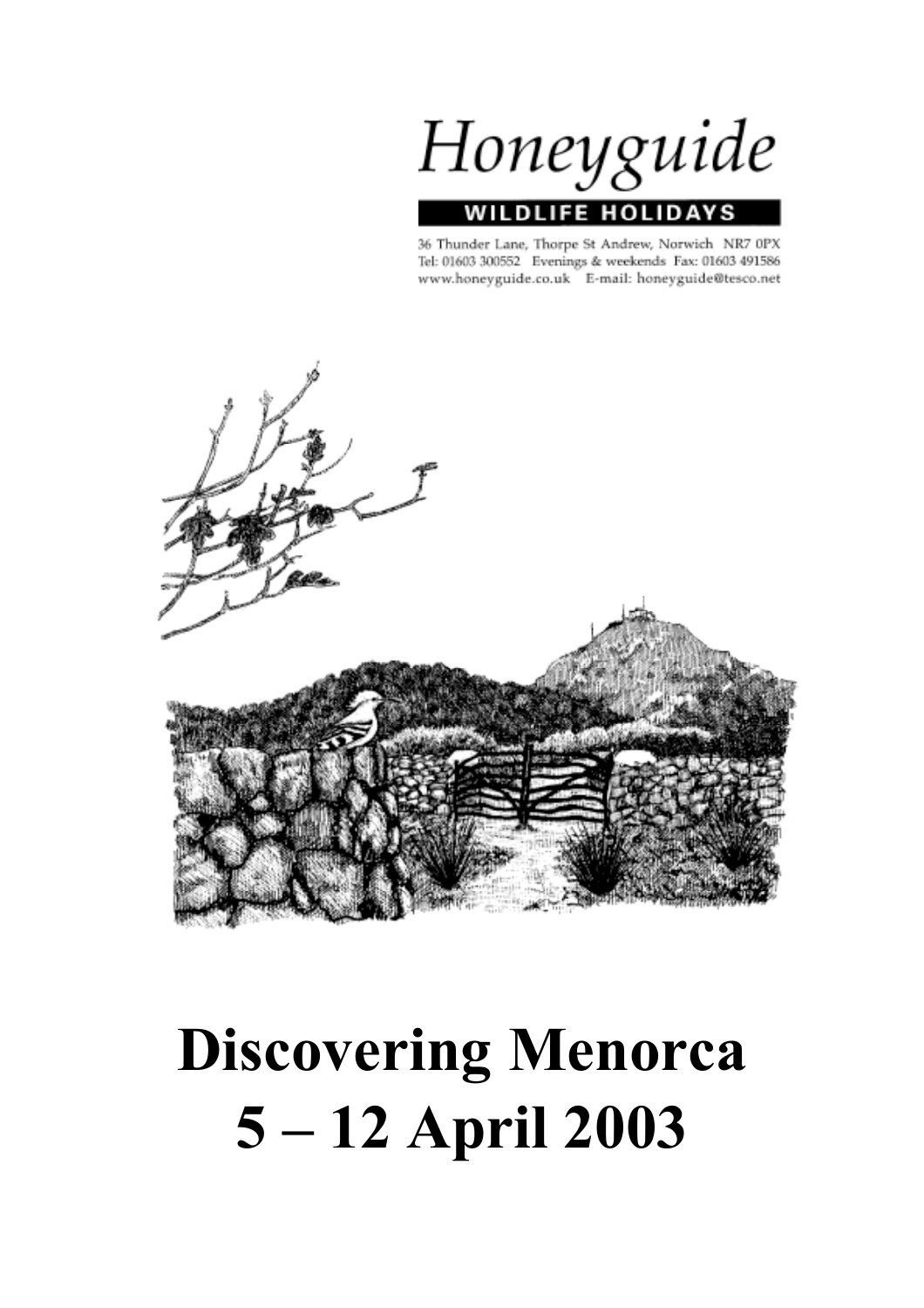Honeyguide

WILDLIFE HOLIDAYS

36 Thunder Lane, Thorpe St Andrew, Norwich NR7 0PX
Tel: 01603 300552 Evenings & weekends Fax: 01603 491586
www.honeyguide.co.uk E-mail: honeyguide@tesco.net

# Discovering Menorca
# 5 – 12 April 2003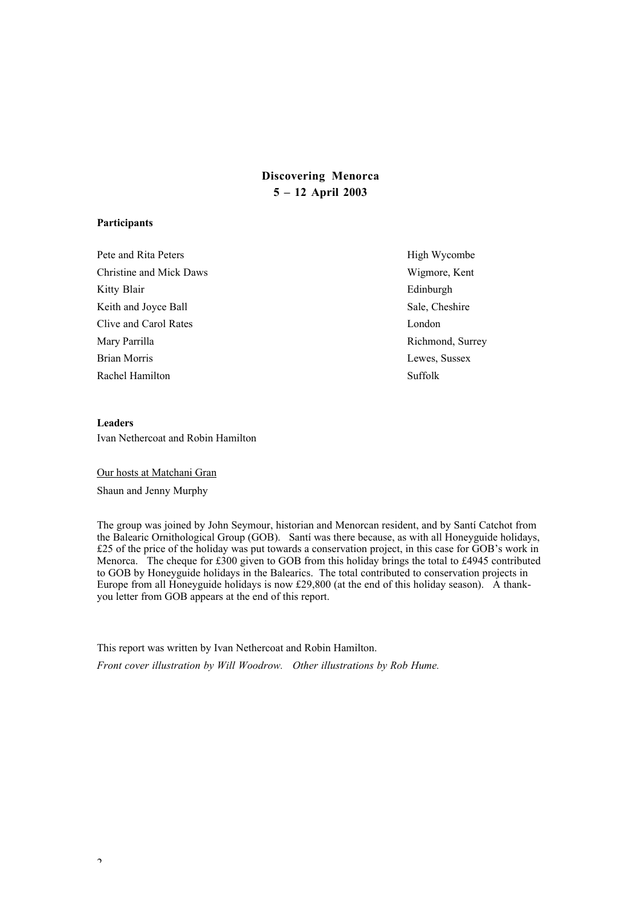# Discovering Menorca
## 5 – 12 April 2003

**Participants**

| | |
|---|---|
| Pete and Rita Peters | High Wycombe |
| Christine and Mick Daws | Wigmore, Kent |
| Kitty Blair | Edinburgh |
| Keith and Joyce Ball | Sale, Cheshire |
| Clive and Carol Rates | London |
| Mary Parrilla | Richmond, Surrey |
| Brian Morris | Lewes, Sussex |
| Rachel Hamilton | Suffolk |

**Leaders**

Ivan Nethercoat and Robin Hamilton

<u>Our hosts at Matchani Gran</u>

Shaun and Jenny Murphy

The group was joined by John Seymour, historian and Menorcan resident, and by Santí Catchot from the Balearic Ornithological Group (GOB). Santí was there because, as with all Honeyguide holidays, £25 of the price of the holiday was put towards a conservation project, in this case for GOB's work in Menorca. The cheque for £300 given to GOB from this holiday brings the total to £4945 contributed to GOB by Honeyguide holidays in the Balearics. The total contributed to conservation projects in Europe from all Honeyguide holidays is now £29,800 (at the end of this holiday season). A thank-you letter from GOB appears at the end of this report.

This report was written by Ivan Nethercoat and Robin Hamilton.

*Front cover illustration by Will Woodrow. Other illustrations by Rob Hume.*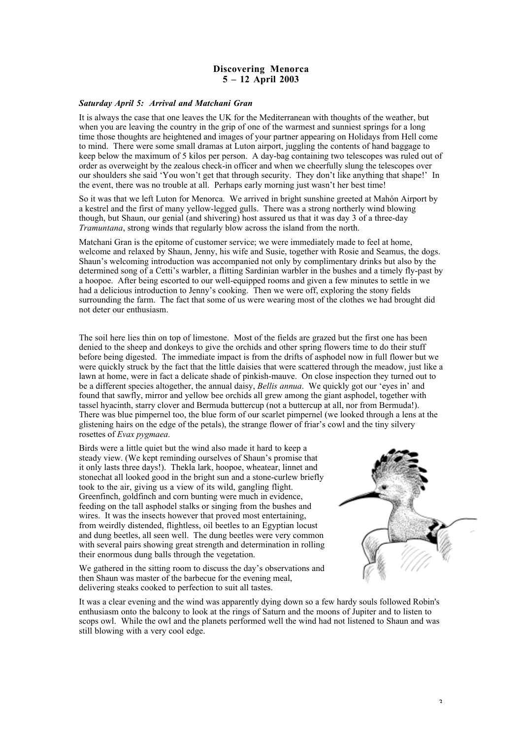# Discovering Menorca
## 5 – 12 April 2003

### *Saturday April 5: Arrival and Matchani Gran*

It is always the case that one leaves the UK for the Mediterranean with thoughts of the weather, but when you are leaving the country in the grip of one of the warmest and sunniest springs for a long time those thoughts are heightened and images of your partner appearing on Holidays from Hell come to mind. There were some small dramas at Luton airport, juggling the contents of hand baggage to keep below the maximum of 5 kilos per person. A day-bag containing two telescopes was ruled out of order as overweight by the zealous check-in officer and when we cheerfully slung the telescopes over our shoulders she said 'You won't get that through security. They don't like anything that shape!' In the event, there was no trouble at all. Perhaps early morning just wasn't her best time!

So it was that we left Luton for Menorca. We arrived in bright sunshine greeted at Mahón Airport by a kestrel and the first of many yellow-legged gulls. There was a strong northerly wind blowing though, but Shaun, our genial (and shivering) host assured us that it was day 3 of a three-day *Tramuntana*, strong winds that regularly blow across the island from the north.

Matchani Gran is the epitome of customer service; we were immediately made to feel at home, welcome and relaxed by Shaun, Jenny, his wife and Susie, together with Rosie and Seamus, the dogs. Shaun's welcoming introduction was accompanied not only by complimentary drinks but also by the determined song of a Cetti's warbler, a flitting Sardinian warbler in the bushes and a timely fly-past by a hoopoe. After being escorted to our well-equipped rooms and given a few minutes to settle in we had a delicious introduction to Jenny's cooking. Then we were off, exploring the stony fields surrounding the farm. The fact that some of us were wearing most of the clothes we had brought did not deter our enthusiasm.

The soil here lies thin on top of limestone. Most of the fields are grazed but the first one has been denied to the sheep and donkeys to give the orchids and other spring flowers time to do their stuff before being digested. The immediate impact is from the drifts of asphodel now in full flower but we were quickly struck by the fact that the little daisies that were scattered through the meadow, just like a lawn at home, were in fact a delicate shade of pinkish-mauve. On close inspection they turned out to be a different species altogether, the annual daisy, *Bellis annua*. We quickly got our 'eyes in' and found that sawfly, mirror and yellow bee orchids all grew among the giant asphodel, together with tassel hyacinth, starry clover and Bermuda buttercup (not a buttercup at all, nor from Bermuda!). There was blue pimpernel too, the blue form of our scarlet pimpernel (we looked through a lens at the glistening hairs on the edge of the petals), the strange flower of friar's cowl and the tiny silvery rosettes of *Evax pygmaea*.

Birds were a little quiet but the wind also made it hard to keep a steady view. (We kept reminding ourselves of Shaun's promise that it only lasts three days!). Thekla lark, hoopoe, wheatear, linnet and stonechat all looked good in the bright sun and a stone-curlew briefly took to the air, giving us a view of its wild, gangling flight. Greenfinch, goldfinch and corn bunting were much in evidence, feeding on the tall asphodel stalks or singing from the bushes and wires. It was the insects however that proved most entertaining, from weirdly distended, flightless, oil beetles to an Egyptian locust and dung beetles, all seen well. The dung beetles were very common with several pairs showing great strength and determination in rolling their enormous dung balls through the vegetation.

We gathered in the sitting room to discuss the day's observations and then Shaun was master of the barbecue for the evening meal, delivering steaks cooked to perfection to suit all tastes.

It was a clear evening and the wind was apparently dying down so a few hardy souls followed Robin's enthusiasm onto the balcony to look at the rings of Saturn and the moons of Jupiter and to listen to scops owl. While the owl and the planets performed well the wind had not listened to Shaun and was still blowing with a very cool edge.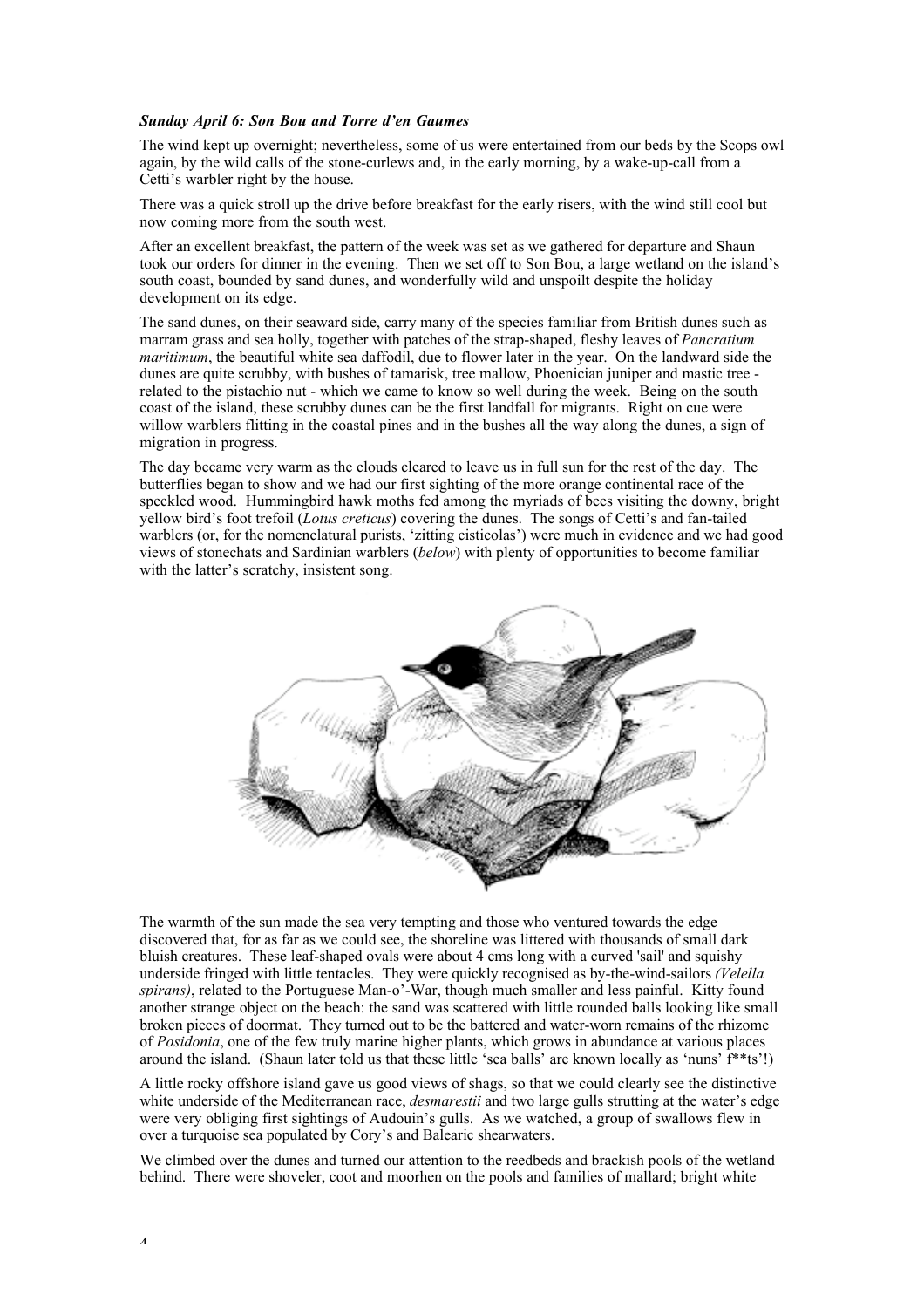***Sunday April 6: Son Bou and Torre d'en Gaumes***

The wind kept up overnight; nevertheless, some of us were entertained from our beds by the Scops owl again, by the wild calls of the stone-curlews and, in the early morning, by a wake-up-call from a Cetti's warbler right by the house.

There was a quick stroll up the drive before breakfast for the early risers, with the wind still cool but now coming more from the south west.

After an excellent breakfast, the pattern of the week was set as we gathered for departure and Shaun took our orders for dinner in the evening. Then we set off to Son Bou, a large wetland on the island's south coast, bounded by sand dunes, and wonderfully wild and unspoilt despite the holiday development on its edge.

The sand dunes, on their seaward side, carry many of the species familiar from British dunes such as marram grass and sea holly, together with patches of the strap-shaped, fleshy leaves of *Pancratium maritimum*, the beautiful white sea daffodil, due to flower later in the year. On the landward side the dunes are quite scrubby, with bushes of tamarisk, tree mallow, Phoenician juniper and mastic tree - related to the pistachio nut - which we came to know so well during the week. Being on the south coast of the island, these scrubby dunes can be the first landfall for migrants. Right on cue were willow warblers flitting in the coastal pines and in the bushes all the way along the dunes, a sign of migration in progress.

The day became very warm as the clouds cleared to leave us in full sun for the rest of the day. The butterflies began to show and we had our first sighting of the more orange continental race of the speckled wood. Hummingbird hawk moths fed among the myriads of bees visiting the downy, bright yellow bird's foot trefoil (*Lotus creticus*) covering the dunes. The songs of Cetti's and fan-tailed warblers (or, for the nomenclatural purists, 'zitting cisticolas') were much in evidence and we had good views of stonechats and Sardinian warblers (*below*) with plenty of opportunities to become familiar with the latter's scratchy, insistent song.

The warmth of the sun made the sea very tempting and those who ventured towards the edge discovered that, for as far as we could see, the shoreline was littered with thousands of small dark bluish creatures. These leaf-shaped ovals were about 4 cms long with a curved 'sail' and squishy underside fringed with little tentacles. They were quickly recognised as by-the-wind-sailors *(Velella spirans)*, related to the Portuguese Man-o'-War, though much smaller and less painful. Kitty found another strange object on the beach: the sand was scattered with little rounded balls looking like small broken pieces of doormat. They turned out to be the battered and water-worn remains of the rhizome of *Posidonia*, one of the few truly marine higher plants, which grows in abundance at various places around the island. (Shaun later told us that these little 'sea balls' are known locally as 'nuns' f**ts'!)

A little rocky offshore island gave us good views of shags, so that we could clearly see the distinctive white underside of the Mediterranean race, *desmarestii* and two large gulls strutting at the water's edge were very obliging first sightings of Audouin's gulls. As we watched, a group of swallows flew in over a turquoise sea populated by Cory's and Balearic shearwaters.

We climbed over the dunes and turned our attention to the reedbeds and brackish pools of the wetland behind. There were shoveler, coot and moorhen on the pools and families of mallard; bright white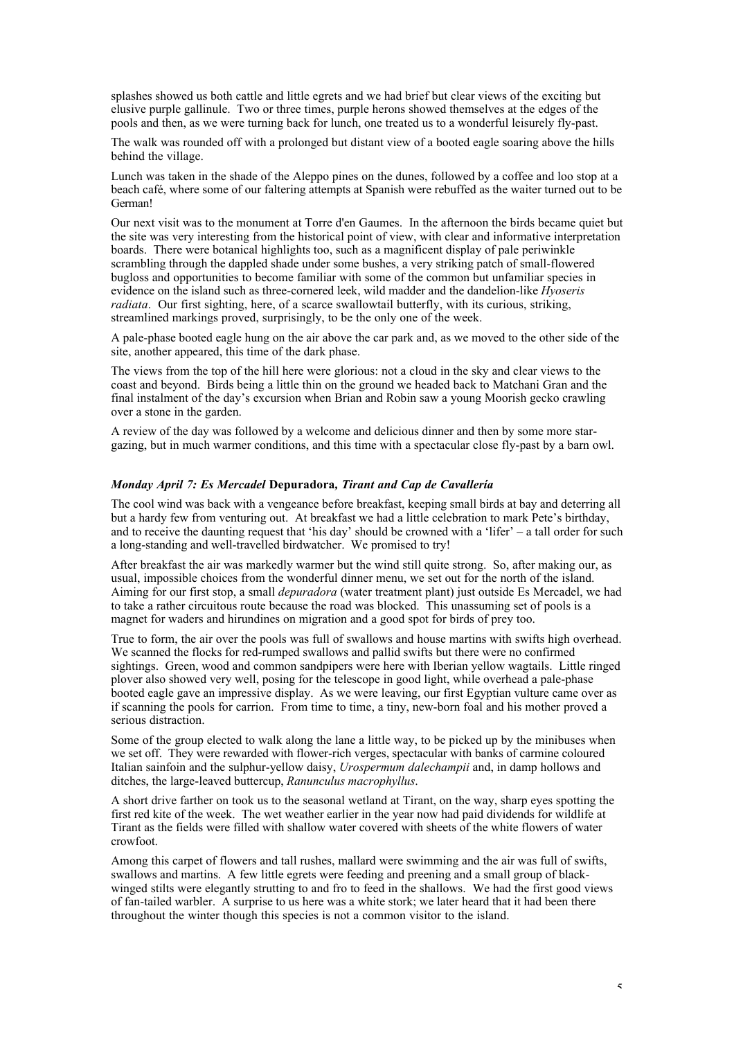splashes showed us both cattle and little egrets and we had brief but clear views of the exciting but elusive purple gallinule. Two or three times, purple herons showed themselves at the edges of the pools and then, as we were turning back for lunch, one treated us to a wonderful leisurely fly-past.

The walk was rounded off with a prolonged but distant view of a booted eagle soaring above the hills behind the village.

Lunch was taken in the shade of the Aleppo pines on the dunes, followed by a coffee and loo stop at a beach café, where some of our faltering attempts at Spanish were rebuffed as the waiter turned out to be German!

Our next visit was to the monument at Torre d'en Gaumes. In the afternoon the birds became quiet but the site was very interesting from the historical point of view, with clear and informative interpretation boards. There were botanical highlights too, such as a magnificent display of pale periwinkle scrambling through the dappled shade under some bushes, a very striking patch of small-flowered bugloss and opportunities to become familiar with some of the common but unfamiliar species in evidence on the island such as three-cornered leek, wild madder and the dandelion-like *Hyoseris radiata*. Our first sighting, here, of a scarce swallowtail butterfly, with its curious, striking, streamlined markings proved, surprisingly, to be the only one of the week.

A pale-phase booted eagle hung on the air above the car park and, as we moved to the other side of the site, another appeared, this time of the dark phase.

The views from the top of the hill here were glorious: not a cloud in the sky and clear views to the coast and beyond. Birds being a little thin on the ground we headed back to Matchani Gran and the final instalment of the day's excursion when Brian and Robin saw a young Moorish gecko crawling over a stone in the garden.

A review of the day was followed by a welcome and delicious dinner and then by some more star-gazing, but in much warmer conditions, and this time with a spectacular close fly-past by a barn owl.

### *Monday April 7: Es Mercadel* **Depuradora***, Tirant and Cap de Cavallería*

The cool wind was back with a vengeance before breakfast, keeping small birds at bay and deterring all but a hardy few from venturing out. At breakfast we had a little celebration to mark Pete's birthday, and to receive the daunting request that 'his day' should be crowned with a 'lifer' – a tall order for such a long-standing and well-travelled birdwatcher. We promised to try!

After breakfast the air was markedly warmer but the wind still quite strong. So, after making our, as usual, impossible choices from the wonderful dinner menu, we set out for the north of the island. Aiming for our first stop, a small *depuradora* (water treatment plant) just outside Es Mercadel, we had to take a rather circuitous route because the road was blocked. This unassuming set of pools is a magnet for waders and hirundines on migration and a good spot for birds of prey too.

True to form, the air over the pools was full of swallows and house martins with swifts high overhead. We scanned the flocks for red-rumped swallows and pallid swifts but there were no confirmed sightings. Green, wood and common sandpipers were here with Iberian yellow wagtails. Little ringed plover also showed very well, posing for the telescope in good light, while overhead a pale-phase booted eagle gave an impressive display. As we were leaving, our first Egyptian vulture came over as if scanning the pools for carrion. From time to time, a tiny, new-born foal and his mother proved a serious distraction.

Some of the group elected to walk along the lane a little way, to be picked up by the minibuses when we set off. They were rewarded with flower-rich verges, spectacular with banks of carmine coloured Italian sainfoin and the sulphur-yellow daisy, *Urospermum dalechampii* and, in damp hollows and ditches, the large-leaved buttercup, *Ranunculus macrophyllus*.

A short drive farther on took us to the seasonal wetland at Tirant, on the way, sharp eyes spotting the first red kite of the week. The wet weather earlier in the year now had paid dividends for wildlife at Tirant as the fields were filled with shallow water covered with sheets of the white flowers of water crowfoot.

Among this carpet of flowers and tall rushes, mallard were swimming and the air was full of swifts, swallows and martins. A few little egrets were feeding and preening and a small group of black-winged stilts were elegantly strutting to and fro to feed in the shallows. We had the first good views of fan-tailed warbler. A surprise to us here was a white stork; we later heard that it had been there throughout the winter though this species is not a common visitor to the island.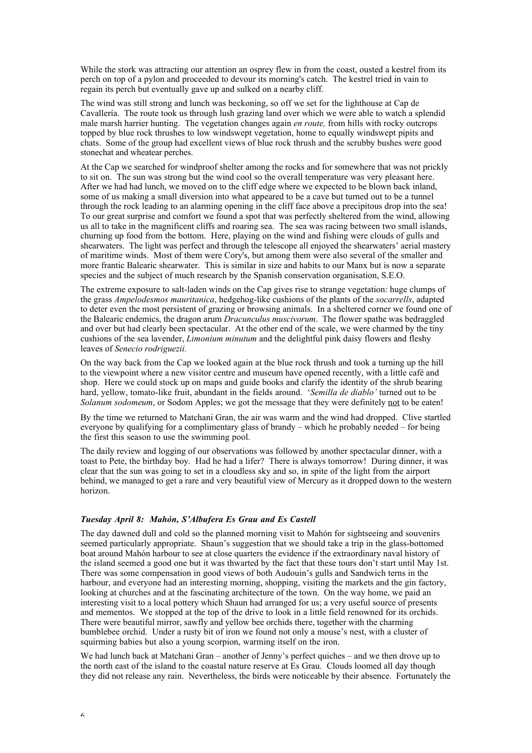While the stork was attracting our attention an osprey flew in from the coast, ousted a kestrel from its perch on top of a pylon and proceeded to devour its morning's catch. The kestrel tried in vain to regain its perch but eventually gave up and sulked on a nearby cliff.

The wind was still strong and lunch was beckoning, so off we set for the lighthouse at Cap de Cavallería. The route took us through lush grazing land over which we were able to watch a splendid male marsh harrier hunting. The vegetation changes again *en route,* from hills with rocky outcrops topped by blue rock thrushes to low windswept vegetation, home to equally windswept pipits and chats. Some of the group had excellent views of blue rock thrush and the scrubby bushes were good stonechat and wheatear perches.

At the Cap we searched for windproof shelter among the rocks and for somewhere that was not prickly to sit on. The sun was strong but the wind cool so the overall temperature was very pleasant here. After we had had lunch, we moved on to the cliff edge where we expected to be blown back inland, some of us making a small diversion into what appeared to be a cave but turned out to be a tunnel through the rock leading to an alarming opening in the cliff face above a precipitous drop into the sea! To our great surprise and comfort we found a spot that was perfectly sheltered from the wind, allowing us all to take in the magnificent cliffs and roaring sea. The sea was racing between two small islands, churning up food from the bottom. Here, playing on the wind and fishing were clouds of gulls and shearwaters. The light was perfect and through the telescope all enjoyed the shearwaters' aerial mastery of maritime winds. Most of them were Cory's, but among them were also several of the smaller and more frantic Balearic shearwater. This is similar in size and habits to our Manx but is now a separate species and the subject of much research by the Spanish conservation organisation, S.E.O.

The extreme exposure to salt-laden winds on the Cap gives rise to strange vegetation: huge clumps of the grass *Ampelodesmos mauritanica*, hedgehog-like cushions of the plants of the *socarrells*, adapted to deter even the most persistent of grazing or browsing animals. In a sheltered corner we found one of the Balearic endemics, the dragon arum *Dracunculus muscivorum*. The flower spathe was bedraggled and over but had clearly been spectacular. At the other end of the scale, we were charmed by the tiny cushions of the sea lavender, *Limonium minutum* and the delightful pink daisy flowers and fleshy leaves of *Senecio rodriguezii.*

On the way back from the Cap we looked again at the blue rock thrush and took a turning up the hill to the viewpoint where a new visitor centre and museum have opened recently, with a little café and shop. Here we could stock up on maps and guide books and clarify the identity of the shrub bearing hard, yellow, tomato-like fruit, abundant in the fields around. '*Semilla de diablo'* turned out to be *Solanum sodomeum*, or Sodom Apples; we got the message that they were definitely <u>not</u> to be eaten!

By the time we returned to Matchani Gran, the air was warm and the wind had dropped. Clive startled everyone by qualifying for a complimentary glass of brandy – which he probably needed – for being the first this season to use the swimming pool.

The daily review and logging of our observations was followed by another spectacular dinner, with a toast to Pete, the birthday boy. Had he had a lifer? There is always tomorrow! During dinner, it was clear that the sun was going to set in a cloudless sky and so, in spite of the light from the airport behind, we managed to get a rare and very beautiful view of Mercury as it dropped down to the western horizon.

### *Tuesday April 8: Mahón, S'Albufera Es Grau and Es Castell*

The day dawned dull and cold so the planned morning visit to Mahón for sightseeing and souvenirs seemed particularly appropriate. Shaun's suggestion that we should take a trip in the glass-bottomed boat around Mahón harbour to see at close quarters the evidence if the extraordinary naval history of the island seemed a good one but it was thwarted by the fact that these tours don't start until May 1st. There was some compensation in good views of both Audouin's gulls and Sandwich terns in the harbour, and everyone had an interesting morning, shopping, visiting the markets and the gin factory, looking at churches and at the fascinating architecture of the town. On the way home, we paid an interesting visit to a local pottery which Shaun had arranged for us; a very useful source of presents and mementos. We stopped at the top of the drive to look in a little field renowned for its orchids. There were beautiful mirror, sawfly and yellow bee orchids there, together with the charming bumblebee orchid. Under a rusty bit of iron we found not only a mouse's nest, with a cluster of squirming babies but also a young scorpion, warming itself on the iron.

We had lunch back at Matchani Gran – another of Jenny's perfect quiches – and we then drove up to the north east of the island to the coastal nature reserve at Es Grau. Clouds loomed all day though they did not release any rain. Nevertheless, the birds were noticeable by their absence. Fortunately the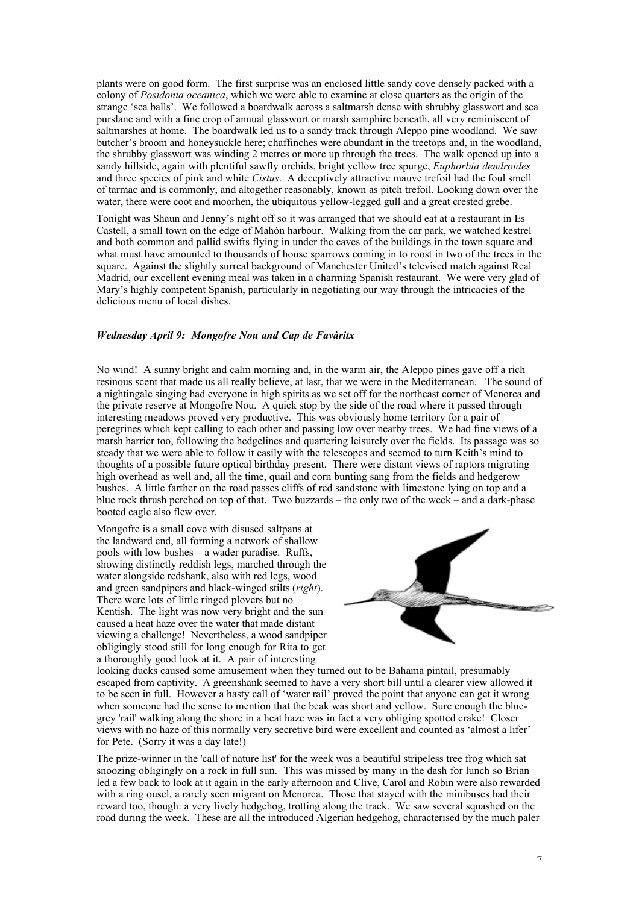plants were on good form. The first surprise was an enclosed little sandy cove densely packed with a colony of *Posidonia oceanica*, which we were able to examine at close quarters as the origin of the strange 'sea balls'. We followed a boardwalk across a saltmarsh dense with shrubby glasswort and sea purslane and with a fine crop of annual glasswort or marsh samphire beneath, all very reminiscent of saltmarshes at home. The boardwalk led us to a sandy track through Aleppo pine woodland. We saw butcher's broom and honeysuckle here; chaffinches were abundant in the treetops and, in the woodland, the shrubby glasswort was winding 2 metres or more up through the trees. The walk opened up into a sandy hillside, again with plentiful sawfly orchids, bright yellow tree spurge, *Euphorbia dendroides* and three species of pink and white *Cistus*. A deceptively attractive mauve trefoil had the foul smell of tarmac and is commonly, and altogether reasonably, known as pitch trefoil. Looking down over the water, there were coot and moorhen, the ubiquitous yellow-legged gull and a great crested grebe.

Tonight was Shaun and Jenny's night off so it was arranged that we should eat at a restaurant in Es Castell, a small town on the edge of Mahón harbour. Walking from the car park, we watched kestrel and both common and pallid swifts flying in under the eaves of the buildings in the town square and what must have amounted to thousands of house sparrows coming in to roost in two of the trees in the square. Against the slightly surreal background of Manchester United's televised match against Real Madrid, our excellent evening meal was taken in a charming Spanish restaurant. We were very glad of Mary's highly competent Spanish, particularly in negotiating our way through the intricacies of the delicious menu of local dishes.

***Wednesday April 9: Mongofre Nou and Cap de Favàritx***

No wind! A sunny bright and calm morning and, in the warm air, the Aleppo pines gave off a rich resinous scent that made us all really believe, at last, that we were in the Mediterranean. The sound of a nightingale singing had everyone in high spirits as we set off for the northeast corner of Menorca and the private reserve at Mongofre Nou. A quick stop by the side of the road where it passed through interesting meadows proved very productive. This was obviously home territory for a pair of peregrines which kept calling to each other and passing low over nearby trees. We had fine views of a marsh harrier too, following the hedgelines and quartering leisurely over the fields. Its passage was so steady that we were able to follow it easily with the telescopes and seemed to turn Keith's mind to thoughts of a possible future optical birthday present. There were distant views of raptors migrating high overhead as well and, all the time, quail and corn bunting sang from the fields and hedgerow bushes. A little farther on the road passes cliffs of red sandstone with limestone lying on top and a blue rock thrush perched on top of that. Two buzzards – the only two of the week – and a dark-phase booted eagle also flew over.

Mongofre is a small cove with disused saltpans at the landward end, all forming a network of shallow pools with low bushes – a wader paradise. Ruffs, showing distinctly reddish legs, marched through the water alongside redshank, also with red legs, wood and green sandpipers and black-winged stilts (*right*). There were lots of little ringed plovers but no Kentish. The light was now very bright and the sun caused a heat haze over the water that made distant viewing a challenge! Nevertheless, a wood sandpiper obligingly stood still for long enough for Rita to get a thoroughly good look at it. A pair of interesting looking ducks caused some amusement when they turned out to be Bahama pintail, presumably escaped from captivity. A greenshank seemed to have a very short bill until a clearer view allowed it to be seen in full. However a hasty call of 'water rail' proved the point that anyone can get it wrong when someone had the sense to mention that the beak was short and yellow. Sure enough the blue-grey 'rail' walking along the shore in a heat haze was in fact a very obliging spotted crake! Closer views with no haze of this normally very secretive bird were excellent and counted as 'almost a lifer' for Pete. (Sorry it was a day late!)

The prize-winner in the 'call of nature list' for the week was a beautiful stripeless tree frog which sat snoozing obligingly on a rock in full sun. This was missed by many in the dash for lunch so Brian led a few back to look at it again in the early afternoon and Clive, Carol and Robin were also rewarded with a ring ousel, a rarely seen migrant on Menorca. Those that stayed with the minibuses had their reward too, though: a very lively hedgehog, trotting along the track. We saw several squashed on the road during the week. These are all the introduced Algerian hedgehog, characterised by the much paler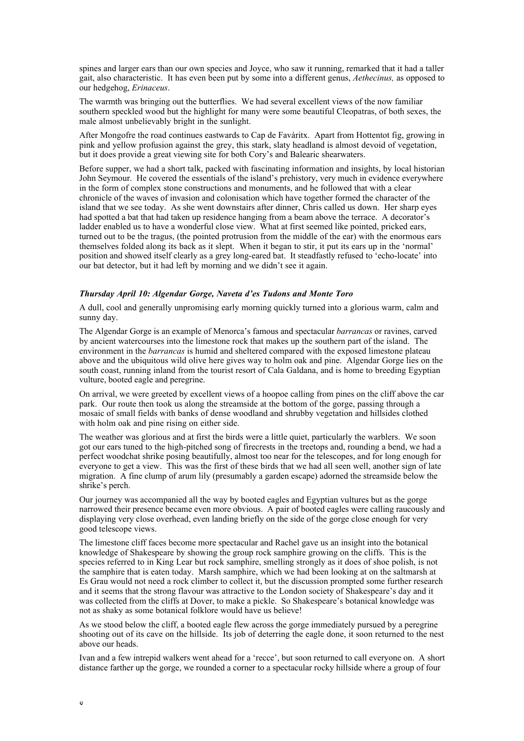spines and larger ears than our own species and Joyce, who saw it running, remarked that it had a taller gait, also characteristic. It has even been put by some into a different genus, *Aethecinus,* as opposed to our hedgehog, *Erinaceus*.

The warmth was bringing out the butterflies. We had several excellent views of the now familiar southern speckled wood but the highlight for many were some beautiful Cleopatras, of both sexes, the male almost unbelievably bright in the sunlight.

After Mongofre the road continues eastwards to Cap de Favàritx. Apart from Hottentot fig, growing in pink and yellow profusion against the grey, this stark, slaty headland is almost devoid of vegetation, but it does provide a great viewing site for both Cory's and Balearic shearwaters.

Before supper, we had a short talk, packed with fascinating information and insights, by local historian John Seymour. He covered the essentials of the island's prehistory, very much in evidence everywhere in the form of complex stone constructions and monuments, and he followed that with a clear chronicle of the waves of invasion and colonisation which have together formed the character of the island that we see today. As she went downstairs after dinner, Chris called us down. Her sharp eyes had spotted a bat that had taken up residence hanging from a beam above the terrace. A decorator's ladder enabled us to have a wonderful close view. What at first seemed like pointed, pricked ears, turned out to be the tragus, (the pointed protrusion from the middle of the ear) with the enormous ears themselves folded along its back as it slept. When it began to stir, it put its ears up in the 'normal' position and showed itself clearly as a grey long-eared bat. It steadfastly refused to 'echo-locate' into our bat detector, but it had left by morning and we didn't see it again.

### *Thursday April 10: Algendar Gorge, Naveta d'es Tudons and Monte Toro*

A dull, cool and generally unpromising early morning quickly turned into a glorious warm, calm and sunny day.

The Algendar Gorge is an example of Menorca's famous and spectacular *barrancas* or ravines, carved by ancient watercourses into the limestone rock that makes up the southern part of the island. The environment in the *barrancas* is humid and sheltered compared with the exposed limestone plateau above and the ubiquitous wild olive here gives way to holm oak and pine. Algendar Gorge lies on the south coast, running inland from the tourist resort of Cala Galdana, and is home to breeding Egyptian vulture, booted eagle and peregrine.

On arrival, we were greeted by excellent views of a hoopoe calling from pines on the cliff above the car park. Our route then took us along the streamside at the bottom of the gorge, passing through a mosaic of small fields with banks of dense woodland and shrubby vegetation and hillsides clothed with holm oak and pine rising on either side.

The weather was glorious and at first the birds were a little quiet, particularly the warblers. We soon got our ears tuned to the high-pitched song of firecrests in the treetops and, rounding a bend, we had a perfect woodchat shrike posing beautifully, almost too near for the telescopes, and for long enough for everyone to get a view. This was the first of these birds that we had all seen well, another sign of late migration. A fine clump of arum lily (presumably a garden escape) adorned the streamside below the shrike's perch.

Our journey was accompanied all the way by booted eagles and Egyptian vultures but as the gorge narrowed their presence became even more obvious. A pair of booted eagles were calling raucously and displaying very close overhead, even landing briefly on the side of the gorge close enough for very good telescope views.

The limestone cliff faces become more spectacular and Rachel gave us an insight into the botanical knowledge of Shakespeare by showing the group rock samphire growing on the cliffs. This is the species referred to in King Lear but rock samphire, smelling strongly as it does of shoe polish, is not the samphire that is eaten today. Marsh samphire, which we had been looking at on the saltmarsh at Es Grau would not need a rock climber to collect it, but the discussion prompted some further research and it seems that the strong flavour was attractive to the London society of Shakespeare's day and it was collected from the cliffs at Dover, to make a pickle. So Shakespeare's botanical knowledge was not as shaky as some botanical folklore would have us believe!

As we stood below the cliff, a booted eagle flew across the gorge immediately pursued by a peregrine shooting out of its cave on the hillside. Its job of deterring the eagle done, it soon returned to the nest above our heads.

Ivan and a few intrepid walkers went ahead for a 'recce', but soon returned to call everyone on. A short distance farther up the gorge, we rounded a corner to a spectacular rocky hillside where a group of four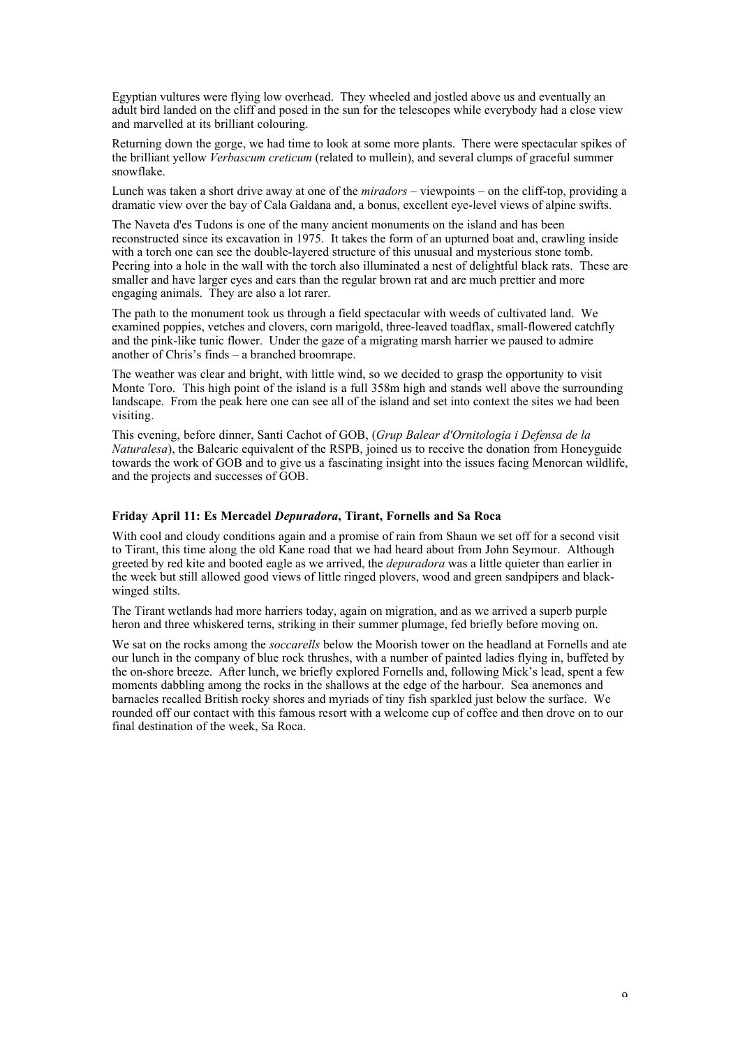Egyptian vultures were flying low overhead. They wheeled and jostled above us and eventually an adult bird landed on the cliff and posed in the sun for the telescopes while everybody had a close view and marvelled at its brilliant colouring.

Returning down the gorge, we had time to look at some more plants. There were spectacular spikes of the brilliant yellow *Verbascum creticum* (related to mullein), and several clumps of graceful summer snowflake.

Lunch was taken a short drive away at one of the *miradors* – viewpoints – on the cliff-top, providing a dramatic view over the bay of Cala Galdana and, a bonus, excellent eye-level views of alpine swifts.

The Naveta d'es Tudons is one of the many ancient monuments on the island and has been reconstructed since its excavation in 1975. It takes the form of an upturned boat and, crawling inside with a torch one can see the double-layered structure of this unusual and mysterious stone tomb. Peering into a hole in the wall with the torch also illuminated a nest of delightful black rats. These are smaller and have larger eyes and ears than the regular brown rat and are much prettier and more engaging animals. They are also a lot rarer.

The path to the monument took us through a field spectacular with weeds of cultivated land. We examined poppies, vetches and clovers, corn marigold, three-leaved toadflax, small-flowered catchfly and the pink-like tunic flower. Under the gaze of a migrating marsh harrier we paused to admire another of Chris's finds – a branched broomrape.

The weather was clear and bright, with little wind, so we decided to grasp the opportunity to visit Monte Toro. This high point of the island is a full 358m high and stands well above the surrounding landscape. From the peak here one can see all of the island and set into context the sites we had been visiting.

This evening, before dinner, Santí Cachot of GOB, (*Grup Balear d'Ornitologia i Defensa de la Naturalesa*), the Balearic equivalent of the RSPB, joined us to receive the donation from Honeyguide towards the work of GOB and to give us a fascinating insight into the issues facing Menorcan wildlife, and the projects and successes of GOB.

**Friday April 11: Es Mercadel *Depuradora*, Tirant, Fornells and Sa Roca**

With cool and cloudy conditions again and a promise of rain from Shaun we set off for a second visit to Tirant, this time along the old Kane road that we had heard about from John Seymour. Although greeted by red kite and booted eagle as we arrived, the *depuradora* was a little quieter than earlier in the week but still allowed good views of little ringed plovers, wood and green sandpipers and black-winged stilts.

The Tirant wetlands had more harriers today, again on migration, and as we arrived a superb purple heron and three whiskered terns, striking in their summer plumage, fed briefly before moving on.

We sat on the rocks among the *soccarells* below the Moorish tower on the headland at Fornells and ate our lunch in the company of blue rock thrushes, with a number of painted ladies flying in, buffeted by the on-shore breeze. After lunch, we briefly explored Fornells and, following Mick's lead, spent a few moments dabbling among the rocks in the shallows at the edge of the harbour. Sea anemones and barnacles recalled British rocky shores and myriads of tiny fish sparkled just below the surface. We rounded off our contact with this famous resort with a welcome cup of coffee and then drove on to our final destination of the week, Sa Roca.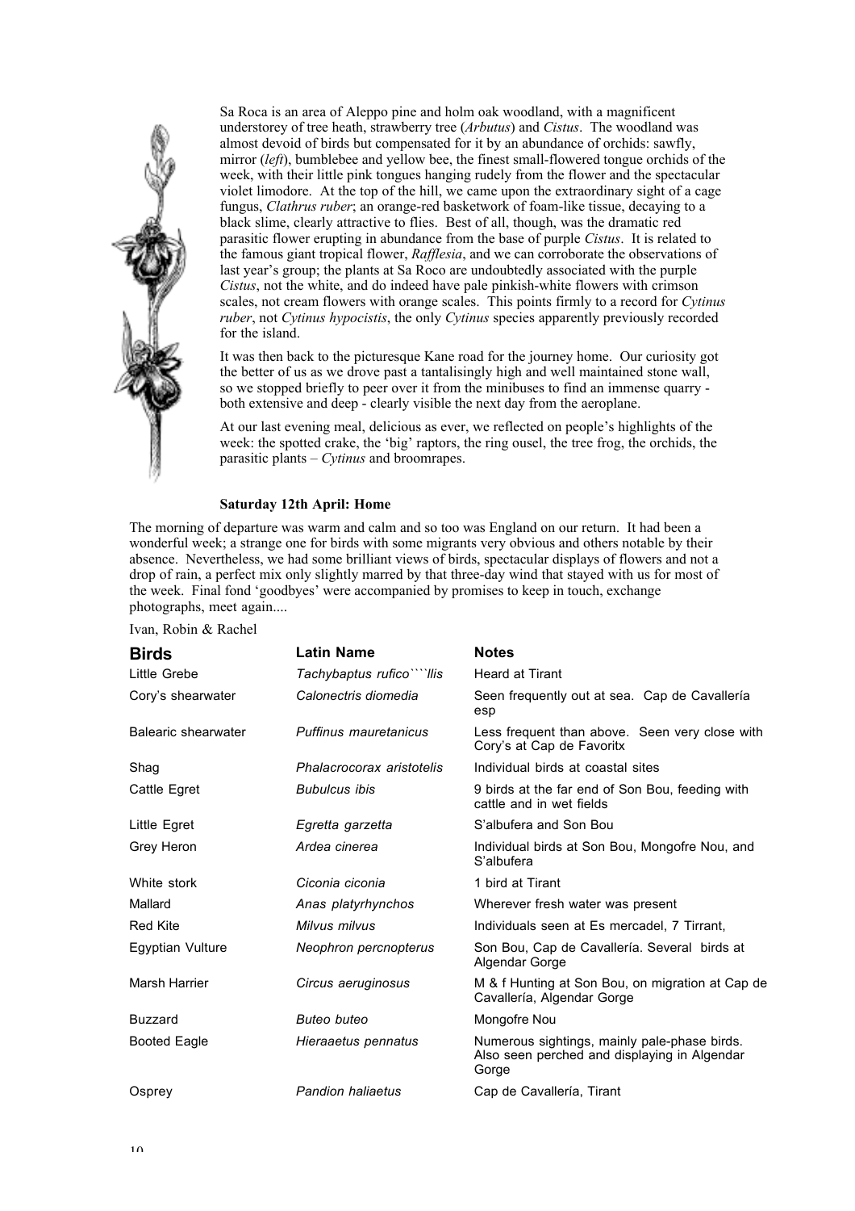Sa Roca is an area of Aleppo pine and holm oak woodland, with a magnificent understorey of tree heath, strawberry tree (*Arbutus*) and *Cistus*. The woodland was almost devoid of birds but compensated for it by an abundance of orchids: sawfly, mirror (*left*), bumblebee and yellow bee, the finest small-flowered tongue orchids of the week, with their little pink tongues hanging rudely from the flower and the spectacular violet limodore. At the top of the hill, we came upon the extraordinary sight of a cage fungus, *Clathrus ruber*; an orange-red basketwork of foam-like tissue, decaying to a black slime, clearly attractive to flies. Best of all, though, was the dramatic red parasitic flower erupting in abundance from the base of purple *Cistus*. It is related to the famous giant tropical flower, *Rafflesia*, and we can corroborate the observations of last year's group; the plants at Sa Roco are undoubtedly associated with the purple *Cistus*, not the white, and do indeed have pale pinkish-white flowers with crimson scales, not cream flowers with orange scales. This points firmly to a record for *Cytinus ruber*, not *Cytinus hypocistis*, the only *Cytinus* species apparently previously recorded for the island.

It was then back to the picturesque Kane road for the journey home. Our curiosity got the better of us as we drove past a tantalisingly high and well maintained stone wall, so we stopped briefly to peer over it from the minibuses to find an immense quarry - both extensive and deep - clearly visible the next day from the aeroplane.

At our last evening meal, delicious as ever, we reflected on people's highlights of the week: the spotted crake, the 'big' raptors, the ring ousel, the tree frog, the orchids, the parasitic plants – *Cytinus* and broomrapes.

**Saturday 12th April: Home**

The morning of departure was warm and calm and so too was England on our return. It had been a wonderful week; a strange one for birds with some migrants very obvious and others notable by their absence. Nevertheless, we had some brilliant views of birds, spectacular displays of flowers and not a drop of rain, a perfect mix only slightly marred by that three-day wind that stayed with us for most of the week. Final fond 'goodbyes' were accompanied by promises to keep in touch, exchange photographs, meet again....

Ivan, Robin & Rachel

| **Birds** | **Latin Name** | **Notes** |
|---|---|---|
| Little Grebe | *Tachybaptus rufico````llis* | Heard at Tirant |
| Cory's shearwater | *Calonectris diomedia* | Seen frequently out at sea. Cap de Cavallería esp |
| Balearic shearwater | *Puffinus mauretanicus* | Less frequent than above. Seen very close with Cory's at Cap de Favoritx |
| Shag | *Phalacrocorax aristotelis* | Individual birds at coastal sites |
| Cattle Egret | *Bubulcus ibis* | 9 birds at the far end of Son Bou, feeding with cattle and in wet fields |
| Little Egret | *Egretta garzetta* | S'albufera and Son Bou |
| Grey Heron | *Ardea cinerea* | Individual birds at Son Bou, Mongofre Nou, and S'albufera |
| White stork | *Ciconia ciconia* | 1 bird at Tirant |
| Mallard | *Anas platyrhynchos* | Wherever fresh water was present |
| Red Kite | *Milvus milvus* | Individuals seen at Es mercadel, 7 Tirrant, |
| Egyptian Vulture | *Neophron percnopterus* | Son Bou, Cap de Cavallería. Several birds at Algendar Gorge |
| Marsh Harrier | *Circus aeruginosus* | M & f Hunting at Son Bou, on migration at Cap de Cavallería, Algendar Gorge |
| Buzzard | *Buteo buteo* | Mongofre Nou |
| Booted Eagle | *Hieraaetus pennatus* | Numerous sightings, mainly pale-phase birds. Also seen perched and displaying in Algendar Gorge |
| Osprey | *Pandion haliaetus* | Cap de Cavallería, Tirant |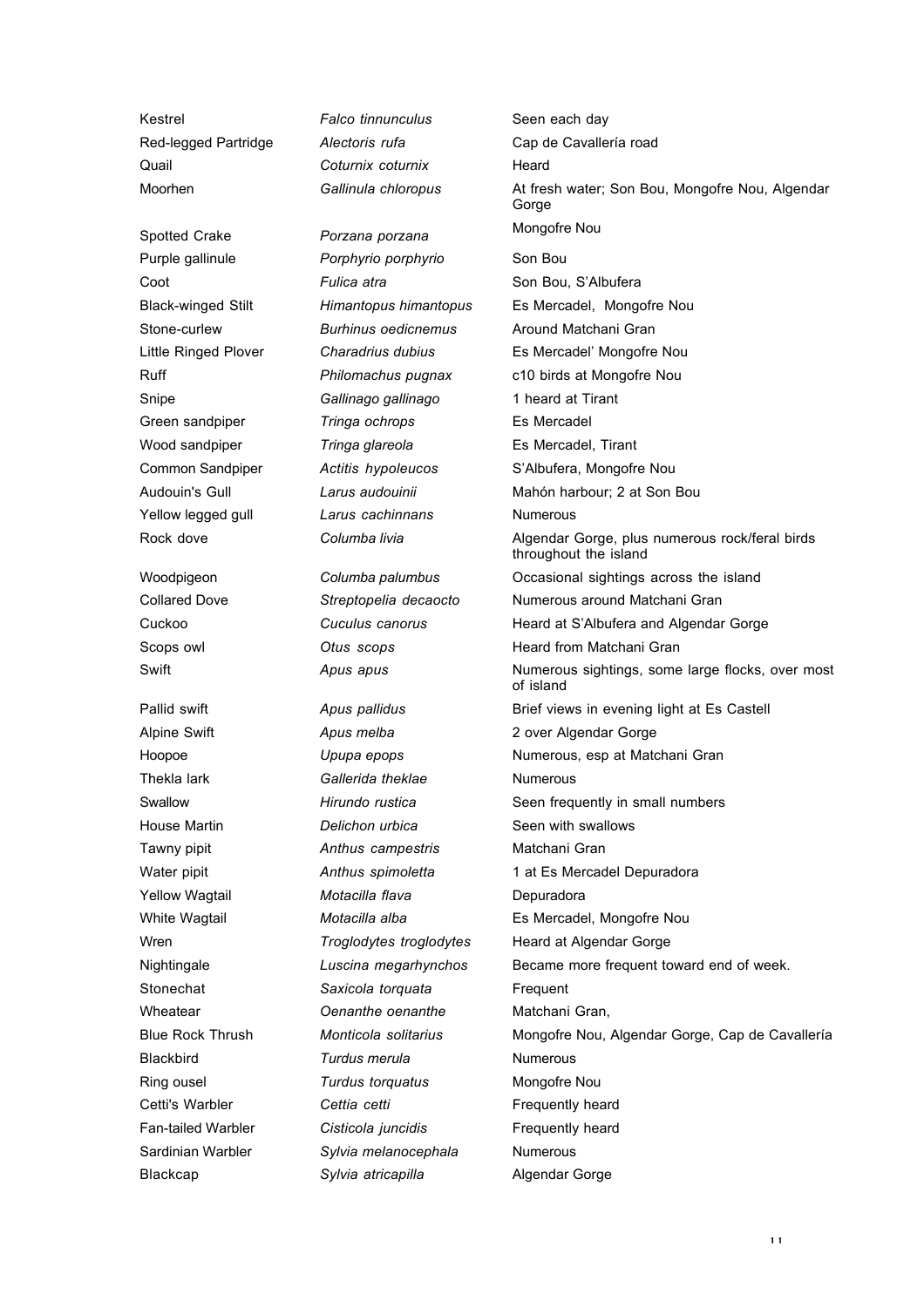| | | |
|---|---|---|
| Kestrel | *Falco tinnunculus* | Seen each day |
| Red-legged Partridge | *Alectoris rufa* | Cap de Cavallería road |
| Quail | *Coturnix coturnix* | Heard |
| Moorhen | *Gallinula chloropus* | At fresh water; Son Bou, Mongofre Nou, Algendar Gorge |
| Spotted Crake | *Porzana porzana* | Mongofre Nou |
| Purple gallinule | *Porphyrio porphyrio* | Son Bou |
| Coot | *Fulica atra* | Son Bou, S'Albufera |
| Black-winged Stilt | *Himantopus himantopus* | Es Mercadel, Mongofre Nou |
| Stone-curlew | *Burhinus oedicnemus* | Around Matchani Gran |
| Little Ringed Plover | *Charadrius dubius* | Es Mercadel' Mongofre Nou |
| Ruff | *Philomachus pugnax* | c10 birds at Mongofre Nou |
| Snipe | *Gallinago gallinago* | 1 heard at Tirant |
| Green sandpiper | *Tringa ochrops* | Es Mercadel |
| Wood sandpiper | *Tringa glareola* | Es Mercadel, Tirant |
| Common Sandpiper | *Actitis hypoleucos* | S'Albufera, Mongofre Nou |
| Audouin's Gull | *Larus audouinii* | Mahón harbour; 2 at Son Bou |
| Yellow legged gull | *Larus cachinnans* | Numerous |
| Rock dove | *Columba livia* | Algendar Gorge, plus numerous rock/feral birds throughout the island |
| Woodpigeon | *Columba palumbus* | Occasional sightings across the island |
| Collared Dove | *Streptopelia decaocto* | Numerous around Matchani Gran |
| Cuckoo | *Cuculus canorus* | Heard at S'Albufera and Algendar Gorge |
| Scops owl | *Otus scops* | Heard from Matchani Gran |
| Swift | *Apus apus* | Numerous sightings, some large flocks, over most of island |
| Pallid swift | *Apus pallidus* | Brief views in evening light at Es Castell |
| Alpine Swift | *Apus melba* | 2 over Algendar Gorge |
| Hoopoe | *Upupa epops* | Numerous, esp at Matchani Gran |
| Thekla lark | *Gallerida theklae* | Numerous |
| Swallow | *Hirundo rustica* | Seen frequently in small numbers |
| House Martin | *Delichon urbica* | Seen with swallows |
| Tawny pipit | *Anthus campestris* | Matchani Gran |
| Water pipit | *Anthus spimoletta* | 1 at Es Mercadel Depuradora |
| Yellow Wagtail | *Motacilla flava* | Depuradora |
| White Wagtail | *Motacilla alba* | Es Mercadel, Mongofre Nou |
| Wren | *Troglodytes troglodytes* | Heard at Algendar Gorge |
| Nightingale | *Luscina megarhynchos* | Became more frequent toward end of week. |
| Stonechat | *Saxicola torquata* | Frequent |
| Wheatear | *Oenanthe oenanthe* | Matchani Gran, |
| Blue Rock Thrush | *Monticola solitarius* | Mongofre Nou, Algendar Gorge, Cap de Cavallería |
| Blackbird | *Turdus merula* | Numerous |
| Ring ousel | *Turdus torquatus* | Mongofre Nou |
| Cetti's Warbler | *Cettia cetti* | Frequently heard |
| Fan-tailed Warbler | *Cisticola juncidis* | Frequently heard |
| Sardinian Warbler | *Sylvia melanocephala* | Numerous |
| Blackcap | *Sylvia atricapilla* | Algendar Gorge |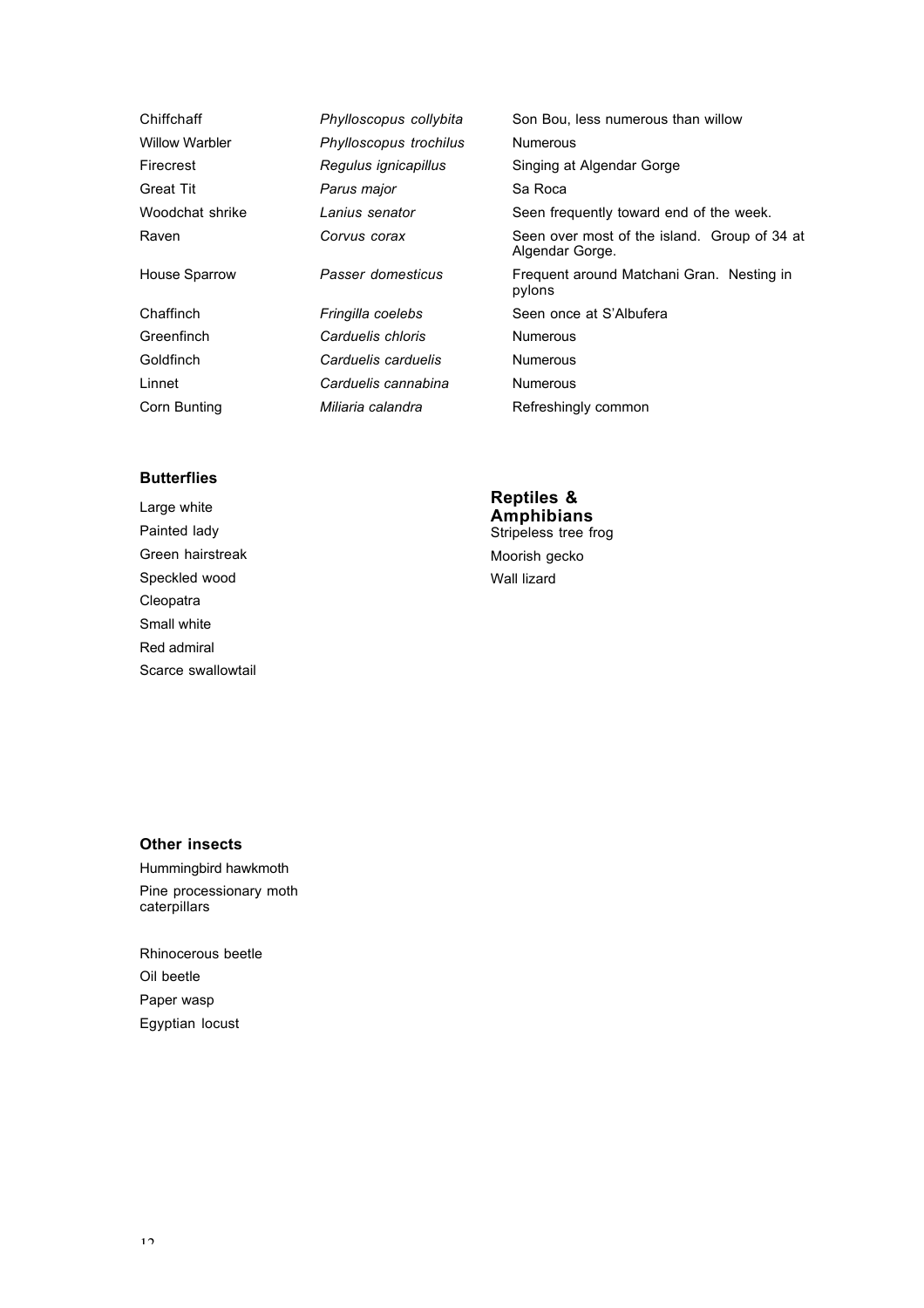| | | |
|---|---|---|
| Chiffchaff | *Phylloscopus collybita* | Son Bou, less numerous than willow |
| Willow Warbler | *Phylloscopus trochilus* | Numerous |
| Firecrest | *Regulus ignicapillus* | Singing at Algendar Gorge |
| Great Tit | *Parus major* | Sa Roca |
| Woodchat shrike | *Lanius senator* | Seen frequently toward end of the week. |
| Raven | *Corvus corax* | Seen over most of the island. Group of 34 at Algendar Gorge. |
| House Sparrow | *Passer domesticus* | Frequent around Matchani Gran. Nesting in pylons |
| Chaffinch | *Fringilla coelebs* | Seen once at S'Albufera |
| Greenfinch | *Carduelis chloris* | Numerous |
| Goldfinch | *Carduelis carduelis* | Numerous |
| Linnet | *Carduelis cannabina* | Numerous |
| Corn Bunting | *Miliaria calandra* | Refreshingly common |

**Butterflies**

Large white
Painted lady
Green hairstreak
Speckled wood
Cleopatra
Small white
Red admiral
Scarce swallowtail

**Reptiles & Amphibians**

Stripeless tree frog
Moorish gecko
Wall lizard

**Other insects**

Hummingbird hawkmoth
Pine processionary moth caterpillars

Rhinocerous beetle
Oil beetle
Paper wasp
Egyptian locust